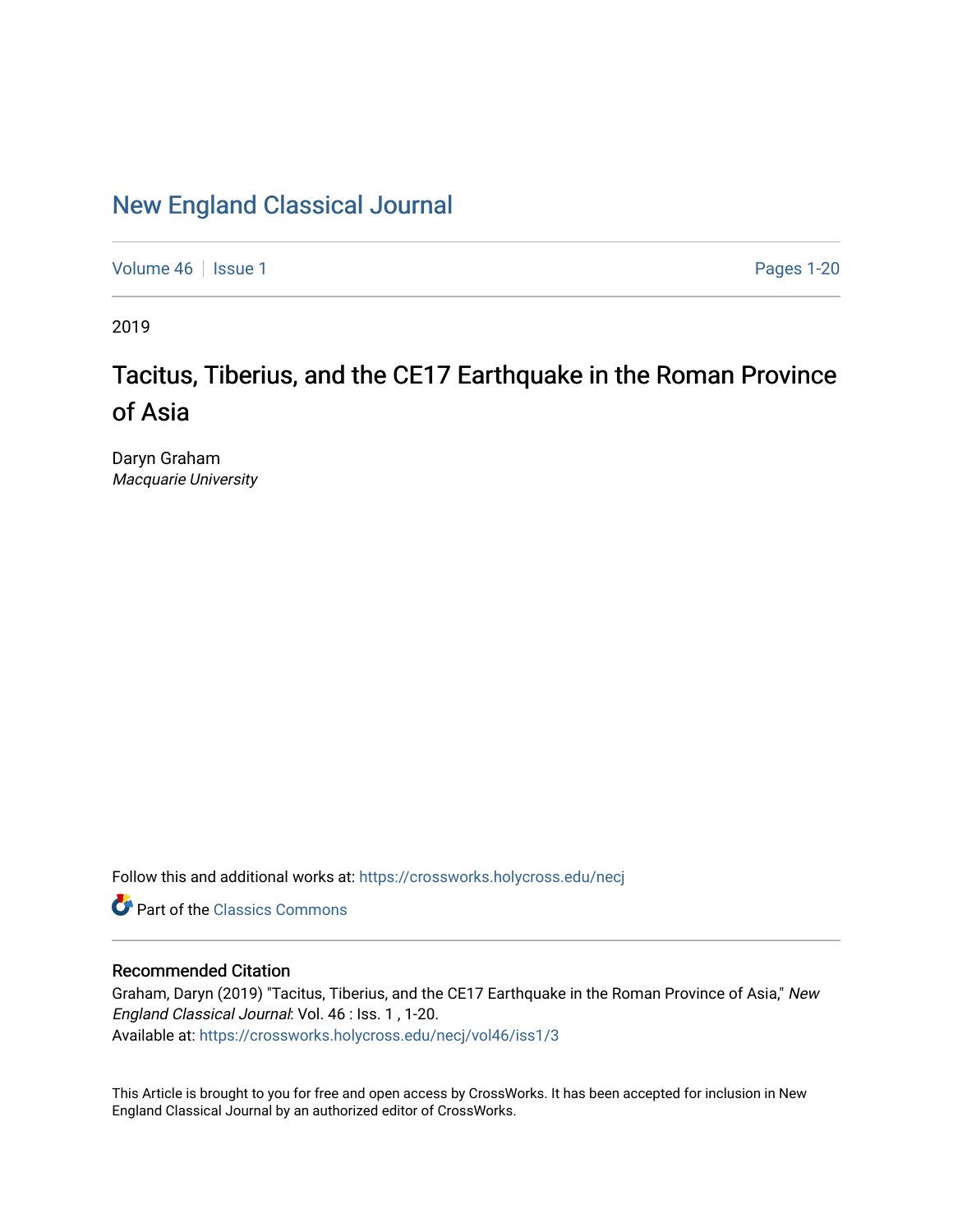# New England Classical Journal

Volume 46 | Issue 1 Pages 1-20

2019

## Tacitus, Tiberius, and the CE17 Earthquake in the Roman Province of Asia

Daryn Graham
*Macquarie University*

Follow this and additional works at: https://crossworks.holycross.edu/necj

Part of the Classics Commons

### Recommended Citation

Graham, Daryn (2019) "Tacitus, Tiberius, and the CE17 Earthquake in the Roman Province of Asia," *New England Classical Journal*: Vol. 46 : Iss. 1 , 1-20.
Available at: https://crossworks.holycross.edu/necj/vol46/iss1/3

This Article is brought to you for free and open access by CrossWorks. It has been accepted for inclusion in New England Classical Journal by an authorized editor of CrossWorks.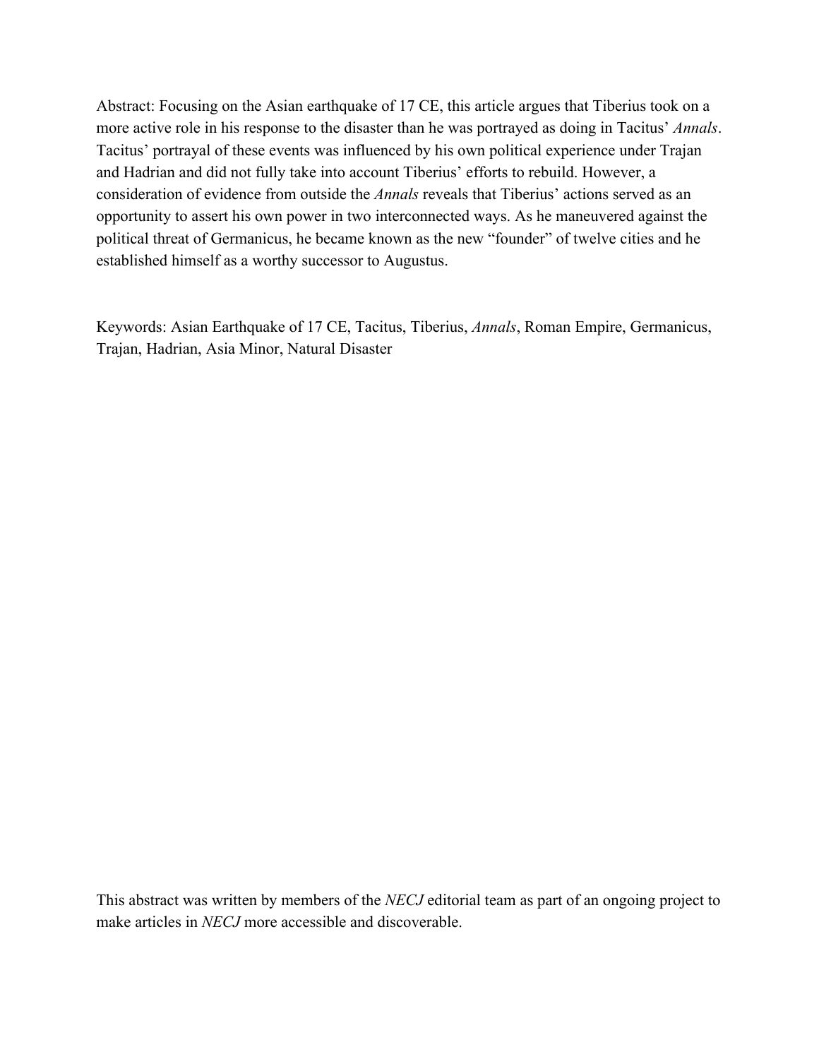Abstract: Focusing on the Asian earthquake of 17 CE, this article argues that Tiberius took on a more active role in his response to the disaster than he was portrayed as doing in Tacitus' *Annals*. Tacitus' portrayal of these events was influenced by his own political experience under Trajan and Hadrian and did not fully take into account Tiberius' efforts to rebuild. However, a consideration of evidence from outside the *Annals* reveals that Tiberius' actions served as an opportunity to assert his own power in two interconnected ways. As he maneuvered against the political threat of Germanicus, he became known as the new "founder" of twelve cities and he established himself as a worthy successor to Augustus.

Keywords: Asian Earthquake of 17 CE, Tacitus, Tiberius, *Annals*, Roman Empire, Germanicus, Trajan, Hadrian, Asia Minor, Natural Disaster

This abstract was written by members of the *NECJ* editorial team as part of an ongoing project to make articles in *NECJ* more accessible and discoverable.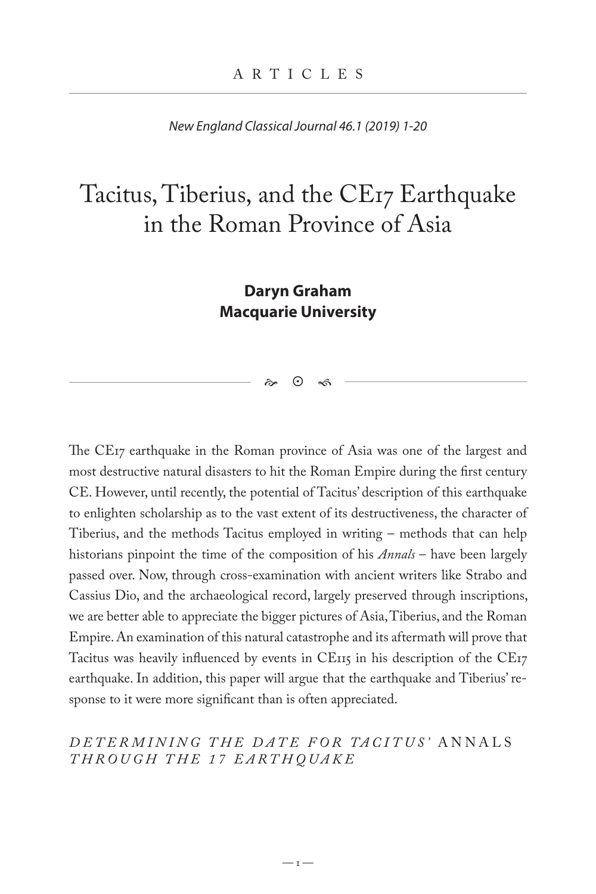ARTICLES

*New England Classical Journal 46.1 (2019) 1-20*

# Tacitus, Tiberius, and the CE17 Earthquake in the Roman Province of Asia

**Daryn Graham**
**Macquarie University**

The CE17 earthquake in the Roman province of Asia was one of the largest and most destructive natural disasters to hit the Roman Empire during the first century CE. However, until recently, the potential of Tacitus' description of this earthquake to enlighten scholarship as to the vast extent of its destructiveness, the character of Tiberius, and the methods Tacitus employed in writing – methods that can help historians pinpoint the time of the composition of his *Annals* – have been largely passed over. Now, through cross-examination with ancient writers like Strabo and Cassius Dio, and the archaeological record, largely preserved through inscriptions, we are better able to appreciate the bigger pictures of Asia, Tiberius, and the Roman Empire. An examination of this natural catastrophe and its aftermath will prove that Tacitus was heavily influenced by events in CE115 in his description of the CE17 earthquake. In addition, this paper will argue that the earthquake and Tiberius' response to it were more significant than is often appreciated.

## *DETERMINING THE DATE FOR TACITUS'* ANNALS *THROUGH THE 17 EARTHQUAKE*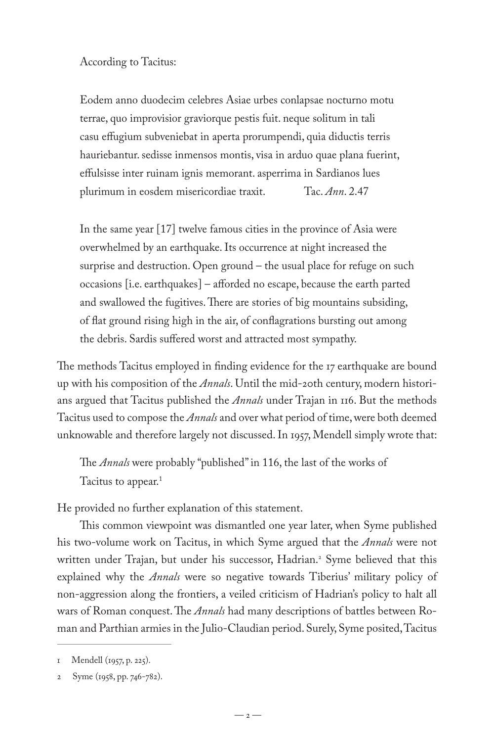According to Tacitus:

> Eodem anno duodecim celebres Asiae urbes conlapsae nocturno motu terrae, quo improvisior graviorque pestis fuit. neque solitum in tali casu effugium subveniebat in aperta prorumpendi, quia diductis terris hauriebantur. sedisse inmensos montis, visa in arduo quae plana fuerint, effulsisse inter ruinam ignis memorant. asperrima in Sardianos lues plurimum in eosdem misericordiae traxit. Tac. *Ann*. 2.47

> In the same year [17] twelve famous cities in the province of Asia were overwhelmed by an earthquake. Its occurrence at night increased the surprise and destruction. Open ground – the usual place for refuge on such occasions [i.e. earthquakes] – afforded no escape, because the earth parted and swallowed the fugitives. There are stories of big mountains subsiding, of flat ground rising high in the air, of conflagrations bursting out among the debris. Sardis suffered worst and attracted most sympathy.

The methods Tacitus employed in finding evidence for the 17 earthquake are bound up with his composition of the *Annals*. Until the mid-20th century, modern historians argued that Tacitus published the *Annals* under Trajan in 116. But the methods Tacitus used to compose the *Annals* and over what period of time, were both deemed unknowable and therefore largely not discussed. In 1957, Mendell simply wrote that:

> The *Annals* were probably "published" in 116, the last of the works of Tacitus to appear.[1]

He provided no further explanation of this statement.

This common viewpoint was dismantled one year later, when Syme published his two-volume work on Tacitus, in which Syme argued that the *Annals* were not written under Trajan, but under his successor, Hadrian.[2] Syme believed that this explained why the *Annals* were so negative towards Tiberius' military policy of non-aggression along the frontiers, a veiled criticism of Hadrian's policy to halt all wars of Roman conquest. The *Annals* had many descriptions of battles between Roman and Parthian armies in the Julio-Claudian period. Surely, Syme posited, Tacitus

---

1 Mendell (1957, p. 225).

2 Syme (1958, pp. 746-782).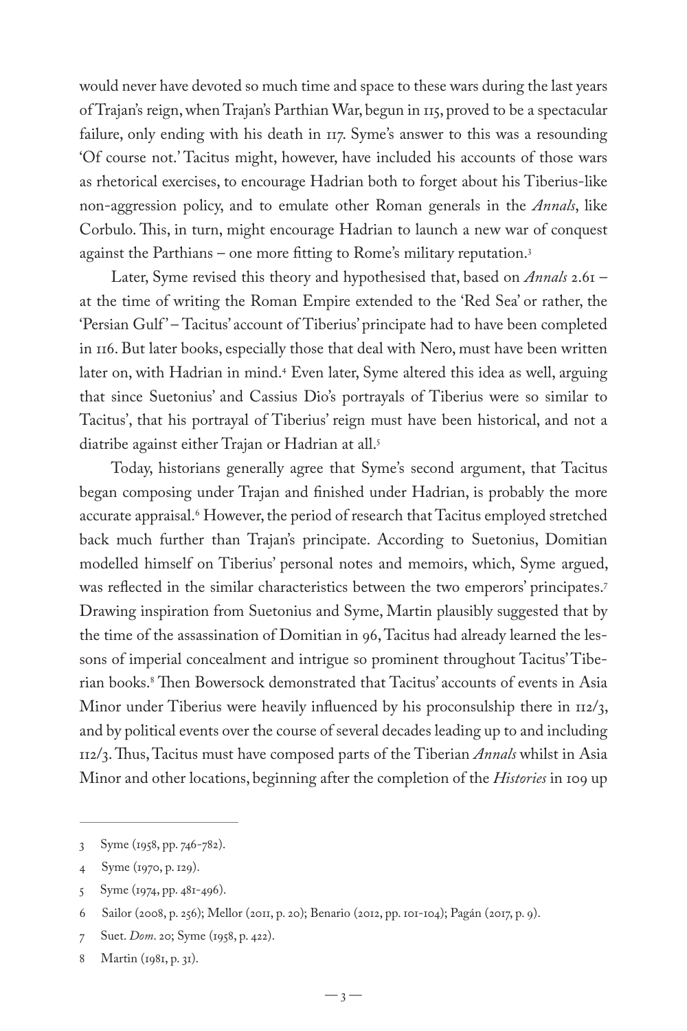would never have devoted so much time and space to these wars during the last years of Trajan's reign, when Trajan's Parthian War, begun in 115, proved to be a spectacular failure, only ending with his death in 117. Syme's answer to this was a resounding 'Of course not.' Tacitus might, however, have included his accounts of those wars as rhetorical exercises, to encourage Hadrian both to forget about his Tiberius-like non-aggression policy, and to emulate other Roman generals in the *Annals*, like Corbulo. This, in turn, might encourage Hadrian to launch a new war of conquest against the Parthians – one more fitting to Rome's military reputation.[3]

Later, Syme revised this theory and hypothesised that, based on *Annals* 2.61 – at the time of writing the Roman Empire extended to the 'Red Sea' or rather, the 'Persian Gulf' – Tacitus' account of Tiberius' principate had to have been completed in 116. But later books, especially those that deal with Nero, must have been written later on, with Hadrian in mind.[4] Even later, Syme altered this idea as well, arguing that since Suetonius' and Cassius Dio's portrayals of Tiberius were so similar to Tacitus', that his portrayal of Tiberius' reign must have been historical, and not a diatribe against either Trajan or Hadrian at all.[5]

Today, historians generally agree that Syme's second argument, that Tacitus began composing under Trajan and finished under Hadrian, is probably the more accurate appraisal.[6] However, the period of research that Tacitus employed stretched back much further than Trajan's principate. According to Suetonius, Domitian modelled himself on Tiberius' personal notes and memoirs, which, Syme argued, was reflected in the similar characteristics between the two emperors' principates.[7] Drawing inspiration from Suetonius and Syme, Martin plausibly suggested that by the time of the assassination of Domitian in 96, Tacitus had already learned the lessons of imperial concealment and intrigue so prominent throughout Tacitus' Tiberian books.[8] Then Bowersock demonstrated that Tacitus' accounts of events in Asia Minor under Tiberius were heavily influenced by his proconsulship there in 112/3, and by political events over the course of several decades leading up to and including 112/3. Thus, Tacitus must have composed parts of the Tiberian *Annals* whilst in Asia Minor and other locations, beginning after the completion of the *Histories* in 109 up

---

3 Syme (1958, pp. 746-782).

4 Syme (1970, p. 129).

5 Syme (1974, pp. 481-496).

6 Sailor (2008, p. 256); Mellor (2011, p. 20); Benario (2012, pp. 101-104); Pagán (2017, p. 9).

7 Suet. *Dom*. 20; Syme (1958, p. 422).

8 Martin (1981, p. 31).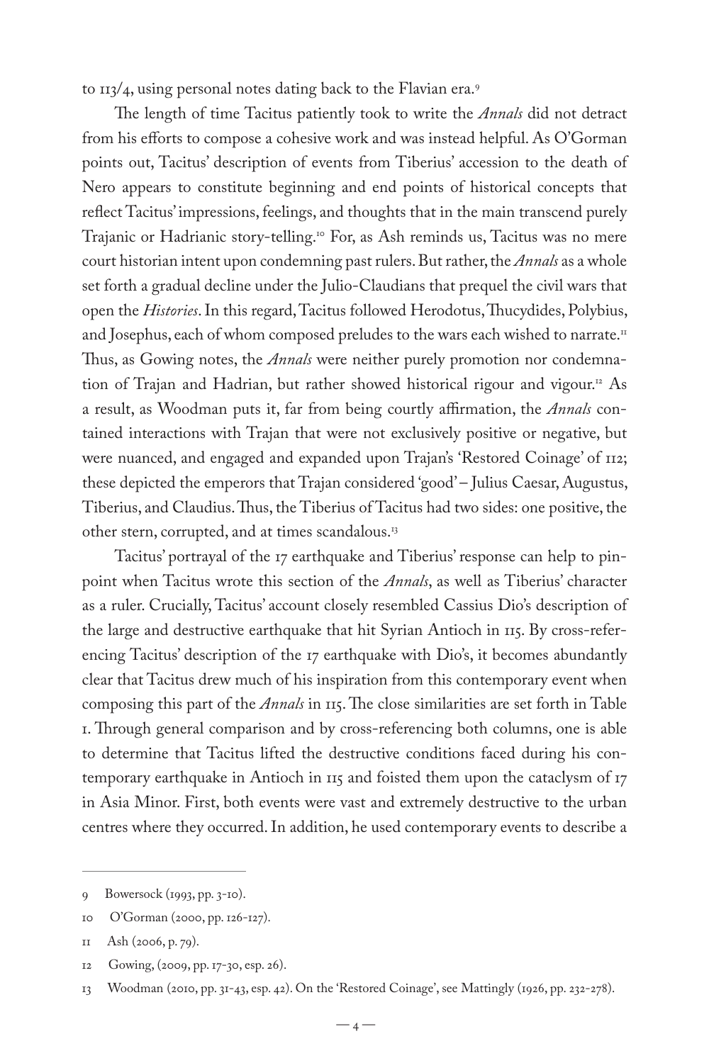to 113/4, using personal notes dating back to the Flavian era.[9]

The length of time Tacitus patiently took to write the *Annals* did not detract from his efforts to compose a cohesive work and was instead helpful. As O'Gorman points out, Tacitus' description of events from Tiberius' accession to the death of Nero appears to constitute beginning and end points of historical concepts that reflect Tacitus' impressions, feelings, and thoughts that in the main transcend purely Trajanic or Hadrianic story-telling.[10] For, as Ash reminds us, Tacitus was no mere court historian intent upon condemning past rulers. But rather, the *Annals* as a whole set forth a gradual decline under the Julio-Claudians that prequel the civil wars that open the *Histories*. In this regard, Tacitus followed Herodotus, Thucydides, Polybius, and Josephus, each of whom composed preludes to the wars each wished to narrate.[11] Thus, as Gowing notes, the *Annals* were neither purely promotion nor condemnation of Trajan and Hadrian, but rather showed historical rigour and vigour.[12] As a result, as Woodman puts it, far from being courtly affirmation, the *Annals* contained interactions with Trajan that were not exclusively positive or negative, but were nuanced, and engaged and expanded upon Trajan's 'Restored Coinage' of 112; these depicted the emperors that Trajan considered 'good' – Julius Caesar, Augustus, Tiberius, and Claudius. Thus, the Tiberius of Tacitus had two sides: one positive, the other stern, corrupted, and at times scandalous.[13]

Tacitus' portrayal of the 17 earthquake and Tiberius' response can help to pinpoint when Tacitus wrote this section of the *Annals*, as well as Tiberius' character as a ruler. Crucially, Tacitus' account closely resembled Cassius Dio's description of the large and destructive earthquake that hit Syrian Antioch in 115. By cross-referencing Tacitus' description of the 17 earthquake with Dio's, it becomes abundantly clear that Tacitus drew much of his inspiration from this contemporary event when composing this part of the *Annals* in 115. The close similarities are set forth in Table 1. Through general comparison and by cross-referencing both columns, one is able to determine that Tacitus lifted the destructive conditions faced during his contemporary earthquake in Antioch in 115 and foisted them upon the cataclysm of 17 in Asia Minor. First, both events were vast and extremely destructive to the urban centres where they occurred. In addition, he used contemporary events to describe a

---

9 Bowersock (1993, pp. 3-10).

10 O'Gorman (2000, pp. 126-127).

11 Ash (2006, p. 79).

12 Gowing, (2009, pp. 17-30, esp. 26).

13 Woodman (2010, pp. 31-43, esp. 42). On the 'Restored Coinage', see Mattingly (1926, pp. 232-278).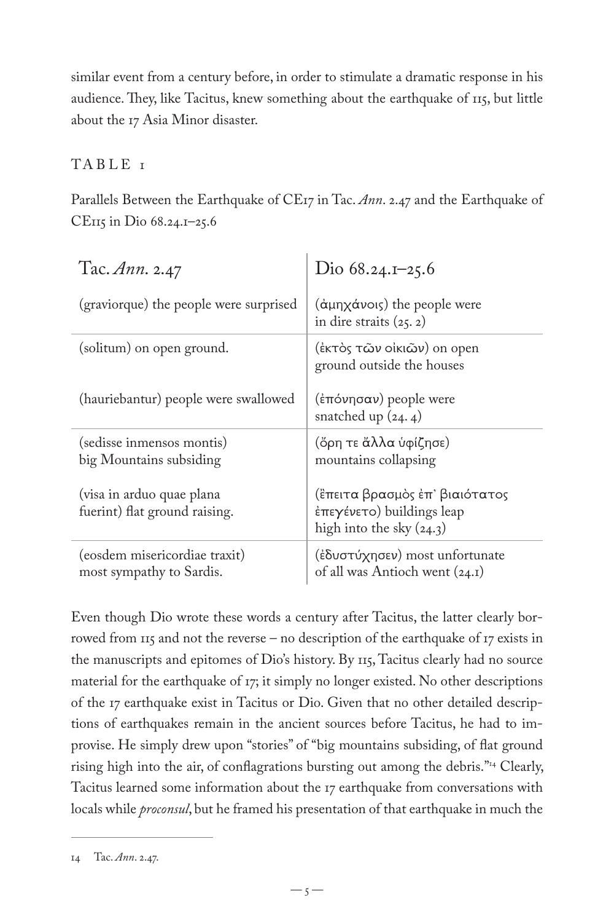similar event from a century before, in order to stimulate a dramatic response in his audience. They, like Tacitus, knew something about the earthquake of 115, but little about the 17 Asia Minor disaster.

TABLE 1

Parallels Between the Earthquake of CE17 in Tac. *Ann*. 2.47 and the Earthquake of CE115 in Dio 68.24.1–25.6

| Tac. *Ann*. 2.47 | Dio 68.24.1–25.6 |
|---|---|
| (graviorque) the people were surprised | (ἀμηχάνοις) the people were in dire straits (25. 2) |
| (solitum) on open ground.<br><br>(hauriebantur) people were swallowed | (ἐκτὸς τῶν οἰκιῶν) on open ground outside the houses<br><br>(ἐπόνησαν) people were snatched up (24. 4) |
| (sedisse inmensos montis) big Mountains subsiding<br><br>(visa in arduo quae plana fuerint) flat ground raising. | (ὄρη τε ἄλλα ὑφίζησε) mountains collapsing<br><br>(ἔπειτα βρασμὸς ἐπ᾽ βιαιότατος ἐπεγένετο) buildings leap high into the sky (24.3) |
| (eosdem misericordiae traxit) most sympathy to Sardis. | (ἐδυστύχησεν) most unfortunate of all was Antioch went (24.1) |

Even though Dio wrote these words a century after Tacitus, the latter clearly borrowed from 115 and not the reverse – no description of the earthquake of 17 exists in the manuscripts and epitomes of Dio's history. By 115, Tacitus clearly had no source material for the earthquake of 17; it simply no longer existed. No other descriptions of the 17 earthquake exist in Tacitus or Dio. Given that no other detailed descriptions of earthquakes remain in the ancient sources before Tacitus, he had to improvise. He simply drew upon "stories" of "big mountains subsiding, of flat ground rising high into the air, of conflagrations bursting out among the debris."[14] Clearly, Tacitus learned some information about the 17 earthquake from conversations with locals while *proconsul*, but he framed his presentation of that earthquake in much the

14 Tac. *Ann*. 2.47.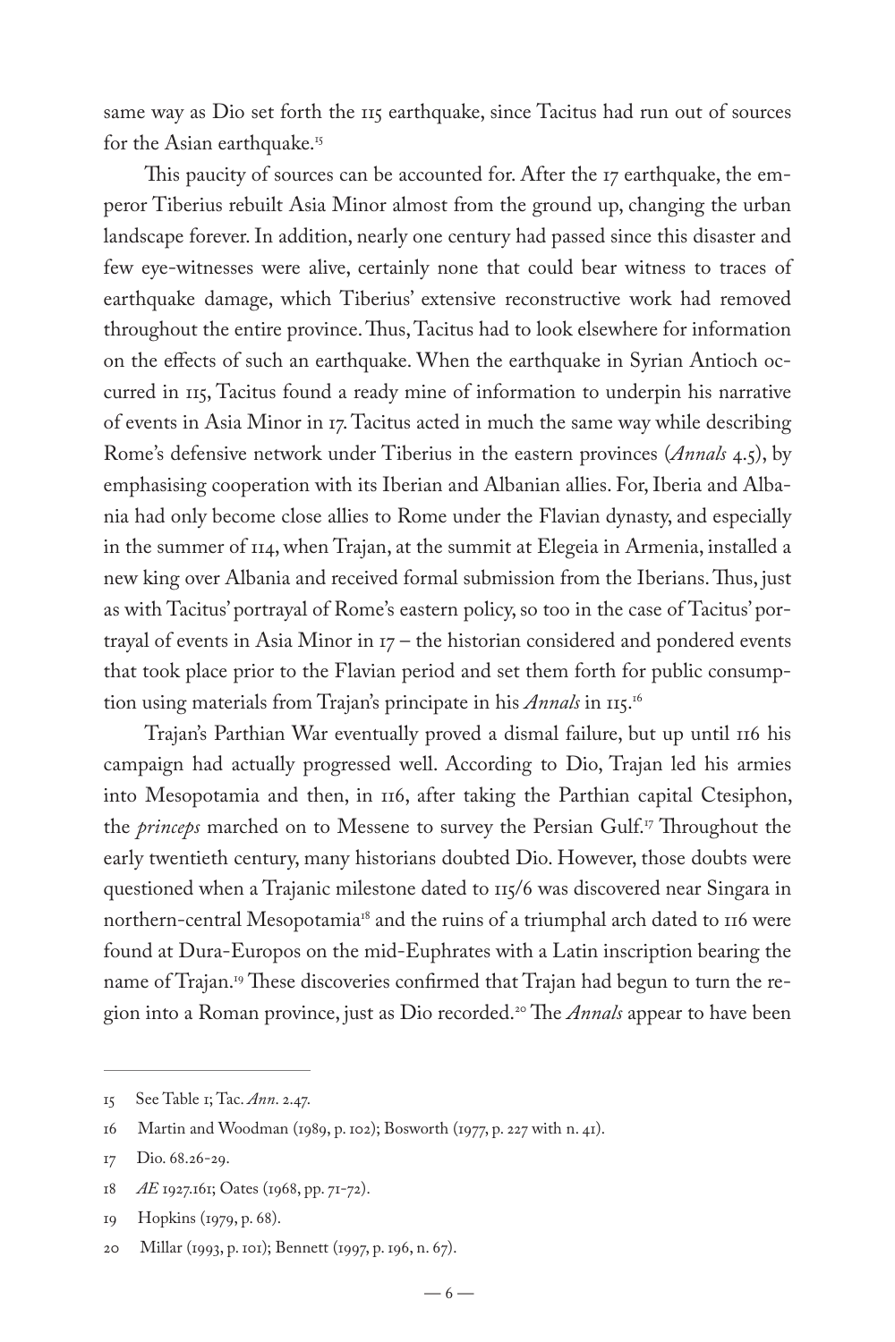same way as Dio set forth the 115 earthquake, since Tacitus had run out of sources for the Asian earthquake.[15]

This paucity of sources can be accounted for. After the 17 earthquake, the emperor Tiberius rebuilt Asia Minor almost from the ground up, changing the urban landscape forever. In addition, nearly one century had passed since this disaster and few eye-witnesses were alive, certainly none that could bear witness to traces of earthquake damage, which Tiberius' extensive reconstructive work had removed throughout the entire province. Thus, Tacitus had to look elsewhere for information on the effects of such an earthquake. When the earthquake in Syrian Antioch occurred in 115, Tacitus found a ready mine of information to underpin his narrative of events in Asia Minor in 17. Tacitus acted in much the same way while describing Rome's defensive network under Tiberius in the eastern provinces (*Annals* 4.5), by emphasising cooperation with its Iberian and Albanian allies. For, Iberia and Albania had only become close allies to Rome under the Flavian dynasty, and especially in the summer of 114, when Trajan, at the summit at Elegeia in Armenia, installed a new king over Albania and received formal submission from the Iberians. Thus, just as with Tacitus' portrayal of Rome's eastern policy, so too in the case of Tacitus' portrayal of events in Asia Minor in 17 – the historian considered and pondered events that took place prior to the Flavian period and set them forth for public consumption using materials from Trajan's principate in his *Annals* in 115.[16]

Trajan's Parthian War eventually proved a dismal failure, but up until 116 his campaign had actually progressed well. According to Dio, Trajan led his armies into Mesopotamia and then, in 116, after taking the Parthian capital Ctesiphon, the *princeps* marched on to Messene to survey the Persian Gulf.[17] Throughout the early twentieth century, many historians doubted Dio. However, those doubts were questioned when a Trajanic milestone dated to 115/6 was discovered near Singara in northern-central Mesopotamia[18] and the ruins of a triumphal arch dated to 116 were found at Dura-Europos on the mid-Euphrates with a Latin inscription bearing the name of Trajan.[19] These discoveries confirmed that Trajan had begun to turn the region into a Roman province, just as Dio recorded.[20] The *Annals* appear to have been

---

15 See Table 1; Tac. *Ann*. 2.47.

16 Martin and Woodman (1989, p. 102); Bosworth (1977, p. 227 with n. 41).

17 Dio. 68.26-29.

18 *AE* 1927.161; Oates (1968, pp. 71-72).

19 Hopkins (1979, p. 68).

20 Millar (1993, p. 101); Bennett (1997, p. 196, n. 67).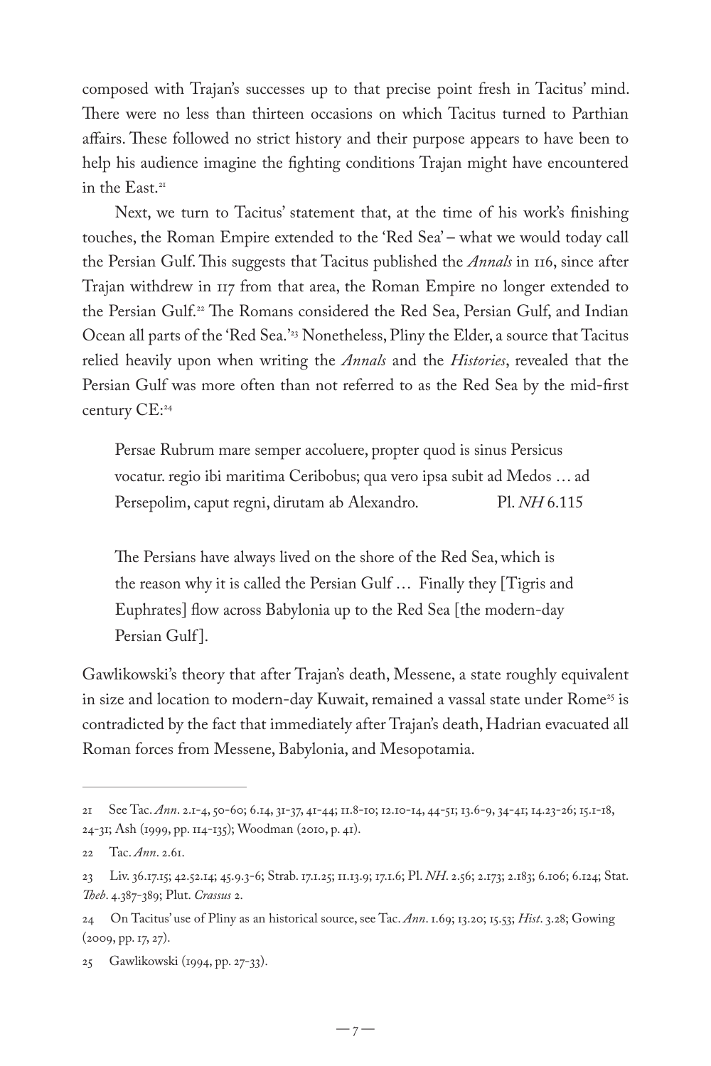composed with Trajan's successes up to that precise point fresh in Tacitus' mind. There were no less than thirteen occasions on which Tacitus turned to Parthian affairs. These followed no strict history and their purpose appears to have been to help his audience imagine the fighting conditions Trajan might have encountered in the East.[21]

Next, we turn to Tacitus' statement that, at the time of his work's finishing touches, the Roman Empire extended to the 'Red Sea' – what we would today call the Persian Gulf. This suggests that Tacitus published the *Annals* in 116, since after Trajan withdrew in 117 from that area, the Roman Empire no longer extended to the Persian Gulf.[22] The Romans considered the Red Sea, Persian Gulf, and Indian Ocean all parts of the 'Red Sea.'[23] Nonetheless, Pliny the Elder, a source that Tacitus relied heavily upon when writing the *Annals* and the *Histories*, revealed that the Persian Gulf was more often than not referred to as the Red Sea by the mid-first century CE:[24]

> Persae Rubrum mare semper accoluere, propter quod is sinus Persicus vocatur. regio ibi maritima Ceribobus; qua vero ipsa subit ad Medos … ad Persepolim, caput regni, dirutam ab Alexandro. Pl. *NH* 6.115
>
> The Persians have always lived on the shore of the Red Sea, which is the reason why it is called the Persian Gulf … Finally they [Tigris and Euphrates] flow across Babylonia up to the Red Sea [the modern-day Persian Gulf].

Gawlikowski's theory that after Trajan's death, Messene, a state roughly equivalent in size and location to modern-day Kuwait, remained a vassal state under Rome[25] is contradicted by the fact that immediately after Trajan's death, Hadrian evacuated all Roman forces from Messene, Babylonia, and Mesopotamia.

---

21 See Tac. *Ann*. 2.1-4, 50-60; 6.14, 31-37, 41-44; 11.8-10; 12.10-14, 44-51; 13.6-9, 34-41; 14.23-26; 15.1-18, 24-31; Ash (1999, pp. 114-135); Woodman (2010, p. 41).

22 Tac. *Ann*. 2.61.

23 Liv. 36.17.15; 42.52.14; 45.9.3-6; Strab. 17.1.25; 11.13.9; 17.1.6; Pl. *NH*. 2.56; 2.173; 2.183; 6.106; 6.124; Stat. *Theb*. 4.387-389; Plut. *Crassus* 2.

24 On Tacitus' use of Pliny as an historical source, see Tac. *Ann*. 1.69; 13.20; 15.53; *Hist*. 3.28; Gowing (2009, pp. 17, 27).

25 Gawlikowski (1994, pp. 27-33).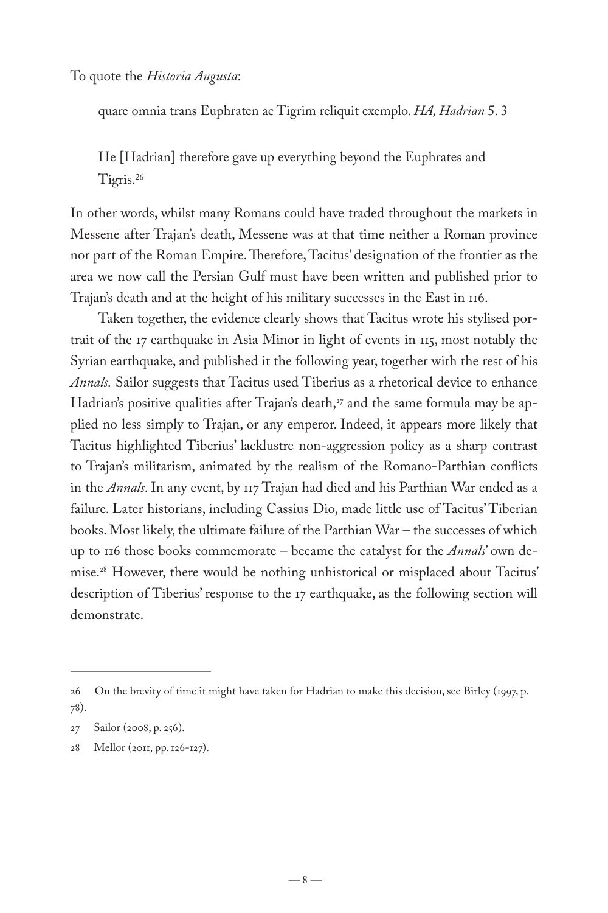To quote the *Historia Augusta*:

> quare omnia trans Euphraten ac Tigrim reliquit exemplo. *HA, Hadrian* 5. 3
>
> He [Hadrian] therefore gave up everything beyond the Euphrates and Tigris.[26]

In other words, whilst many Romans could have traded throughout the markets in Messene after Trajan's death, Messene was at that time neither a Roman province nor part of the Roman Empire. Therefore, Tacitus' designation of the frontier as the area we now call the Persian Gulf must have been written and published prior to Trajan's death and at the height of his military successes in the East in 116.

Taken together, the evidence clearly shows that Tacitus wrote his stylised portrait of the 17 earthquake in Asia Minor in light of events in 115, most notably the Syrian earthquake, and published it the following year, together with the rest of his *Annals.* Sailor suggests that Tacitus used Tiberius as a rhetorical device to enhance Hadrian's positive qualities after Trajan's death,[27] and the same formula may be applied no less simply to Trajan, or any emperor. Indeed, it appears more likely that Tacitus highlighted Tiberius' lacklustre non-aggression policy as a sharp contrast to Trajan's militarism, animated by the realism of the Romano-Parthian conflicts in the *Annals*. In any event, by 117 Trajan had died and his Parthian War ended as a failure. Later historians, including Cassius Dio, made little use of Tacitus' Tiberian books. Most likely, the ultimate failure of the Parthian War – the successes of which up to 116 those books commemorate – became the catalyst for the *Annals*' own demise.[28] However, there would be nothing unhistorical or misplaced about Tacitus' description of Tiberius' response to the 17 earthquake, as the following section will demonstrate.

---

26 On the brevity of time it might have taken for Hadrian to make this decision, see Birley (1997, p. 78).

27 Sailor (2008, p. 256).

28 Mellor (2011, pp. 126-127).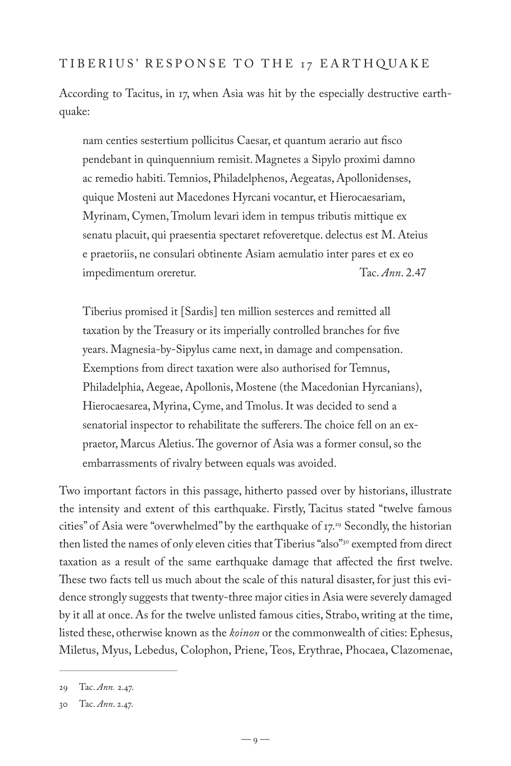## TIBERIUS' RESPONSE TO THE 17 EARTHQUAKE

According to Tacitus, in 17, when Asia was hit by the especially destructive earthquake:

> nam centies sestertium pollicitus Caesar, et quantum aerario aut fisco pendebant in quinquennium remisit. Magnetes a Sipylo proximi damno ac remedio habiti. Temnios, Philadelphenos, Aegeatas, Apollonidenses, quique Mosteni aut Macedones Hyrcani vocantur, et Hierocaesariam, Myrinam, Cymen, Tmolum levari idem in tempus tributis mittique ex senatu placuit, qui praesentia spectaret refoveretque. delectus est M. Ateius e praetoriis, ne consulari obtinente Asiam aemulatio inter pares et ex eo impedimentum oreretur. Tac. *Ann*. 2.47

> Tiberius promised it [Sardis] ten million sesterces and remitted all taxation by the Treasury or its imperially controlled branches for five years. Magnesia-by-Sipylus came next, in damage and compensation. Exemptions from direct taxation were also authorised for Temnus, Philadelphia, Aegeae, Apollonis, Mostene (the Macedonian Hyrcanians), Hierocaesarea, Myrina, Cyme, and Tmolus. It was decided to send a senatorial inspector to rehabilitate the sufferers. The choice fell on an ex-praetor, Marcus Aletius. The governor of Asia was a former consul, so the embarrassments of rivalry between equals was avoided.

Two important factors in this passage, hitherto passed over by historians, illustrate the intensity and extent of this earthquake. Firstly, Tacitus stated "twelve famous cities" of Asia were "overwhelmed" by the earthquake of 17.[29] Secondly, the historian then listed the names of only eleven cities that Tiberius "also"[30] exempted from direct taxation as a result of the same earthquake damage that affected the first twelve. These two facts tell us much about the scale of this natural disaster, for just this evidence strongly suggests that twenty-three major cities in Asia were severely damaged by it all at once. As for the twelve unlisted famous cities, Strabo, writing at the time, listed these, otherwise known as the *koinon* or the commonwealth of cities: Ephesus, Miletus, Myus, Lebedus, Colophon, Priene, Teos, Erythrae, Phocaea, Clazomenae,

---

29 Tac. *Ann.* 2.47.

30 Tac. *Ann*. 2.47.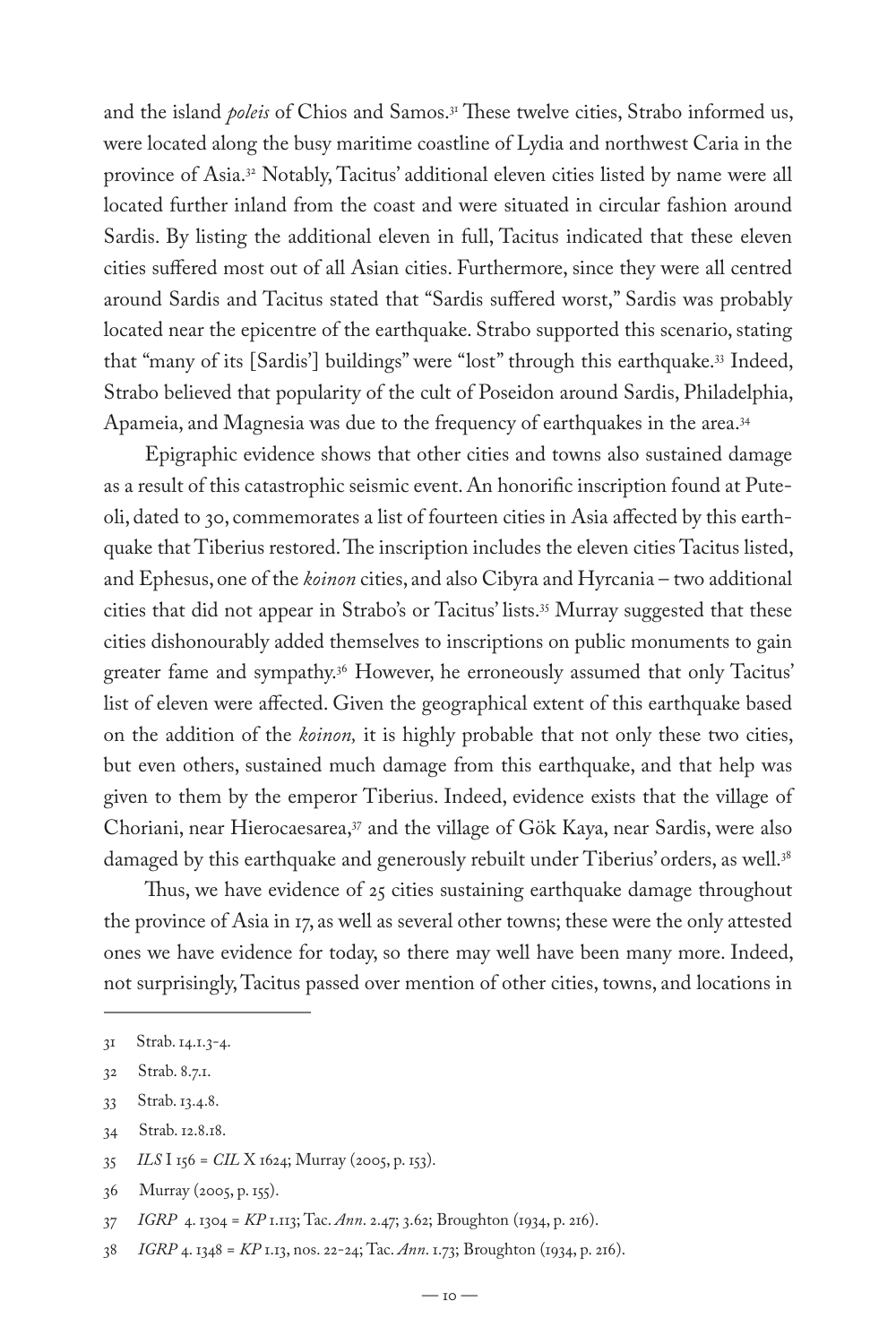and the island *poleis* of Chios and Samos.[31] These twelve cities, Strabo informed us, were located along the busy maritime coastline of Lydia and northwest Caria in the province of Asia.[32] Notably, Tacitus' additional eleven cities listed by name were all located further inland from the coast and were situated in circular fashion around Sardis. By listing the additional eleven in full, Tacitus indicated that these eleven cities suffered most out of all Asian cities. Furthermore, since they were all centred around Sardis and Tacitus stated that "Sardis suffered worst," Sardis was probably located near the epicentre of the earthquake. Strabo supported this scenario, stating that "many of its [Sardis'] buildings" were "lost" through this earthquake.[33] Indeed, Strabo believed that popularity of the cult of Poseidon around Sardis, Philadelphia, Apameia, and Magnesia was due to the frequency of earthquakes in the area.[34]

Epigraphic evidence shows that other cities and towns also sustained damage as a result of this catastrophic seismic event. An honorific inscription found at Puteoli, dated to 30, commemorates a list of fourteen cities in Asia affected by this earthquake that Tiberius restored. The inscription includes the eleven cities Tacitus listed, and Ephesus, one of the *koinon* cities, and also Cibyra and Hyrcania – two additional cities that did not appear in Strabo's or Tacitus' lists.[35] Murray suggested that these cities dishonourably added themselves to inscriptions on public monuments to gain greater fame and sympathy.[36] However, he erroneously assumed that only Tacitus' list of eleven were affected. Given the geographical extent of this earthquake based on the addition of the *koinon,* it is highly probable that not only these two cities, but even others, sustained much damage from this earthquake, and that help was given to them by the emperor Tiberius. Indeed, evidence exists that the village of Choriani, near Hierocaesarea,[37] and the village of Gök Kaya, near Sardis, were also damaged by this earthquake and generously rebuilt under Tiberius' orders, as well.[38]

Thus, we have evidence of 25 cities sustaining earthquake damage throughout the province of Asia in 17, as well as several other towns; these were the only attested ones we have evidence for today, so there may well have been many more. Indeed, not surprisingly, Tacitus passed over mention of other cities, towns, and locations in

---

31 Strab. 14.1.3-4.

32 Strab. 8.7.1.

33 Strab. 13.4.8.

34 Strab. 12.8.18.

35 *ILS* I 156 = *CIL* X 1624; Murray (2005, p. 153).

36 Murray (2005, p. 155).

37 *IGRP* 4. 1304 = *KP* 1.113; Tac. *Ann*. 2.47; 3.62; Broughton (1934, p. 216).

38 *IGRP* 4. 1348 = *KP* 1.13, nos. 22-24; Tac. *Ann*. 1.73; Broughton (1934, p. 216).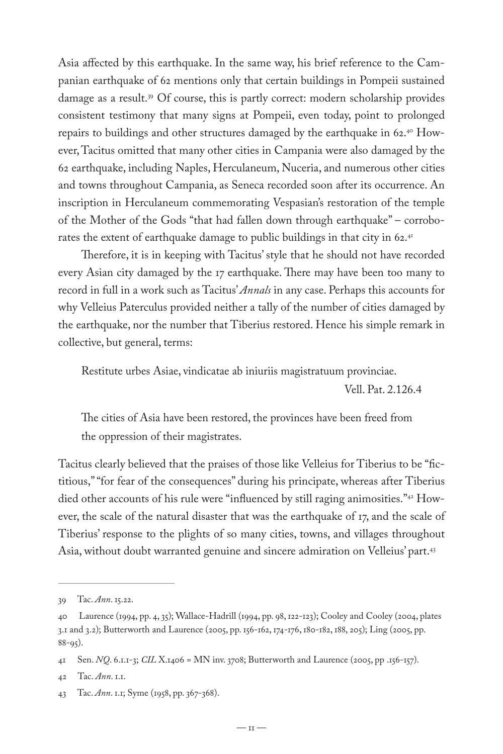Asia affected by this earthquake. In the same way, his brief reference to the Campanian earthquake of 62 mentions only that certain buildings in Pompeii sustained damage as a result.[39] Of course, this is partly correct: modern scholarship provides consistent testimony that many signs at Pompeii, even today, point to prolonged repairs to buildings and other structures damaged by the earthquake in 62.[40] However, Tacitus omitted that many other cities in Campania were also damaged by the 62 earthquake, including Naples, Herculaneum, Nuceria, and numerous other cities and towns throughout Campania, as Seneca recorded soon after its occurrence. An inscription in Herculaneum commemorating Vespasian's restoration of the temple of the Mother of the Gods "that had fallen down through earthquake" – corroborates the extent of earthquake damage to public buildings in that city in 62.[41]

Therefore, it is in keeping with Tacitus' style that he should not have recorded every Asian city damaged by the 17 earthquake. There may have been too many to record in full in a work such as Tacitus' *Annals* in any case. Perhaps this accounts for why Velleius Paterculus provided neither a tally of the number of cities damaged by the earthquake, nor the number that Tiberius restored. Hence his simple remark in collective, but general, terms:

> Restitute urbes Asiae, vindicatae ab iniuriis magistratuum provinciae.
>
> Vell. Pat. 2.126.4
>
> The cities of Asia have been restored, the provinces have been freed from the oppression of their magistrates.

Tacitus clearly believed that the praises of those like Velleius for Tiberius to be "fictitious," "for fear of the consequences" during his principate, whereas after Tiberius died other accounts of his rule were "influenced by still raging animosities."[42] However, the scale of the natural disaster that was the earthquake of 17, and the scale of Tiberius' response to the plights of so many cities, towns, and villages throughout Asia, without doubt warranted genuine and sincere admiration on Velleius' part.[43]

---

39 Tac. *Ann*. 15.22.

40 Laurence (1994, pp. 4, 35); Wallace-Hadrill (1994, pp. 98, 122-123); Cooley and Cooley (2004, plates 3.1 and 3.2); Butterworth and Laurence (2005, pp. 156-162, 174-176, 180-182, 188, 205); Ling (2005, pp. 88-95).

41 Sen. *NQ*. 6.1.1-3; *CIL* X.1406 = MN inv. 3708; Butterworth and Laurence (2005, pp .156-157).

42 Tac. *Ann*. 1.1.

43 Tac. *Ann*. 1.1; Syme (1958, pp. 367-368).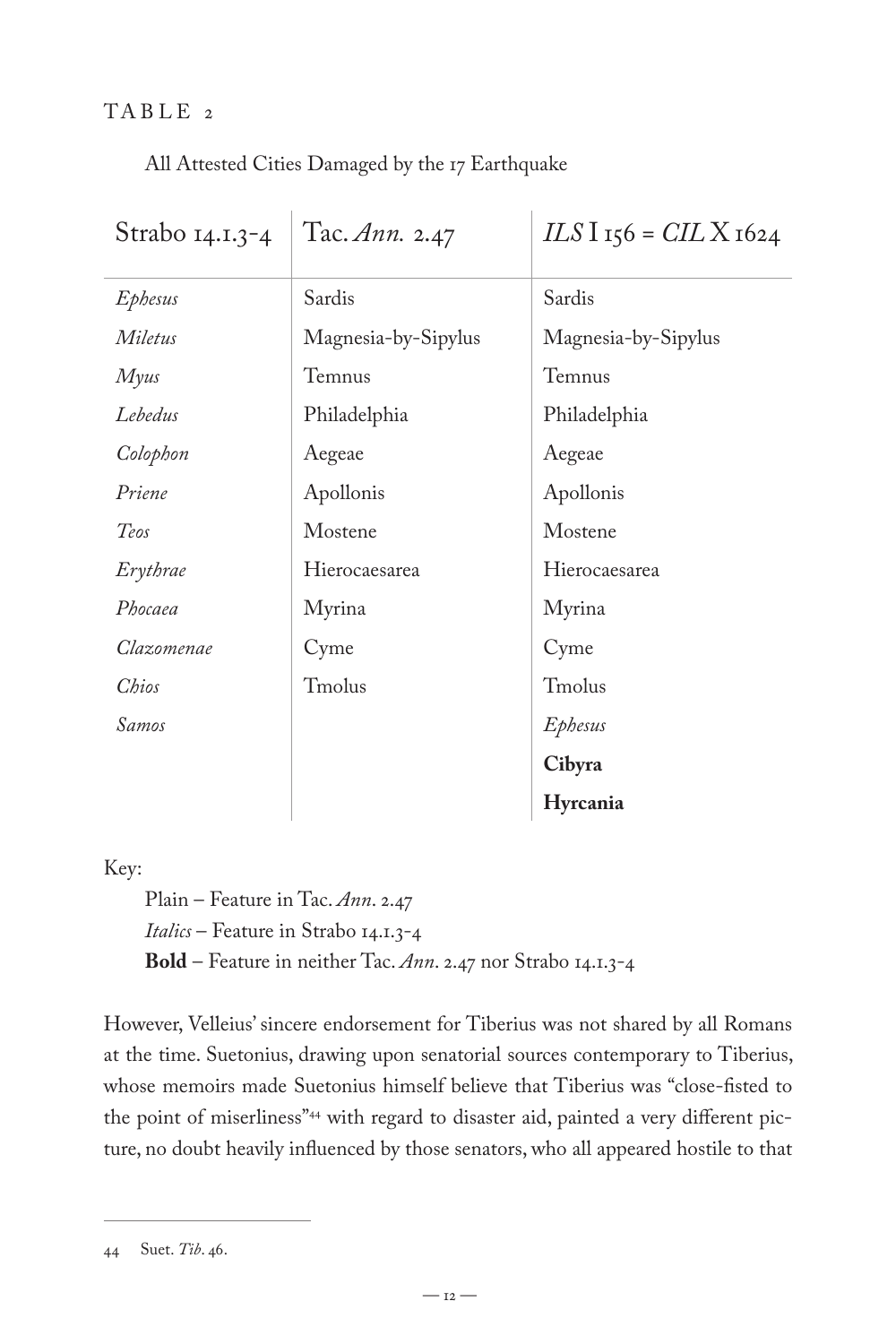TABLE 2

All Attested Cities Damaged by the 17 Earthquake

| Strabo 14.1.3-4 | Tac. *Ann.* 2.47 | *ILS* I 156 = *CIL* X 1624 |
|---|---|---|
| *Ephesus* | Sardis | Sardis |
| *Miletus* | Magnesia-by-Sipylus | Magnesia-by-Sipylus |
| *Myus* | Temnus | Temnus |
| *Lebedus* | Philadelphia | Philadelphia |
| *Colophon* | Aegeae | Aegeae |
| *Priene* | Apollonis | Apollonis |
| *Teos* | Mostene | Mostene |
| *Erythrae* | Hierocaesarea | Hierocaesarea |
| *Phocaea* | Myrina | Myrina |
| *Clazomenae* | Cyme | Cyme |
| *Chios* | Tmolus | Tmolus |
| *Samos* | | *Ephesus* |
| | | **Cibyra** |
| | | **Hyrcania** |

Key:

Plain – Feature in Tac. *Ann*. 2.47
*Italics* – Feature in Strabo 14.1.3-4
**Bold** – Feature in neither Tac. *Ann*. 2.47 nor Strabo 14.1.3-4

However, Velleius' sincere endorsement for Tiberius was not shared by all Romans at the time. Suetonius, drawing upon senatorial sources contemporary to Tiberius, whose memoirs made Suetonius himself believe that Tiberius was "close-fisted to the point of miserliness"[44] with regard to disaster aid, painted a very different picture, no doubt heavily influenced by those senators, who all appeared hostile to that

44 Suet. *Tib*. 46.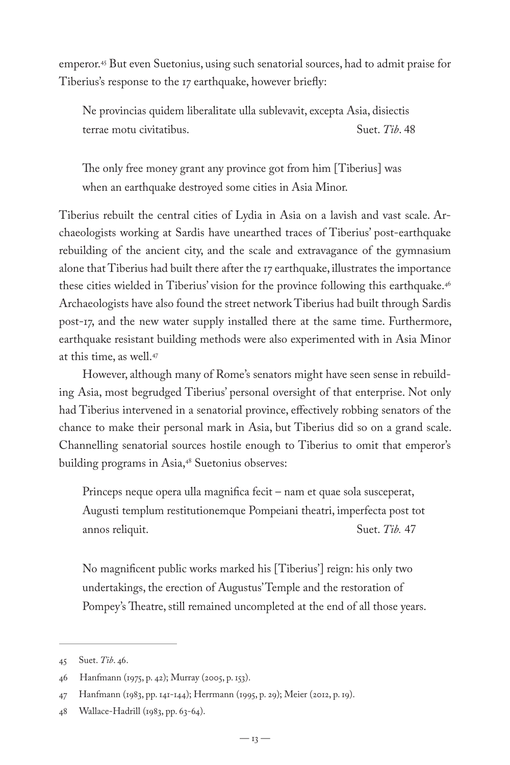emperor.[45] But even Suetonius, using such senatorial sources, had to admit praise for Tiberius's response to the 17 earthquake, however briefly:

> Ne provincias quidem liberalitate ulla sublevavit, excepta Asia, disiectis terrae motu civitatibus. Suet. *Tib*. 48

> The only free money grant any province got from him [Tiberius] was when an earthquake destroyed some cities in Asia Minor.

Tiberius rebuilt the central cities of Lydia in Asia on a lavish and vast scale. Archaeologists working at Sardis have unearthed traces of Tiberius' post-earthquake rebuilding of the ancient city, and the scale and extravagance of the gymnasium alone that Tiberius had built there after the 17 earthquake, illustrates the importance these cities wielded in Tiberius' vision for the province following this earthquake.[46] Archaeologists have also found the street network Tiberius had built through Sardis post-17, and the new water supply installed there at the same time. Furthermore, earthquake resistant building methods were also experimented with in Asia Minor at this time, as well.[47]

However, although many of Rome's senators might have seen sense in rebuilding Asia, most begrudged Tiberius' personal oversight of that enterprise. Not only had Tiberius intervened in a senatorial province, effectively robbing senators of the chance to make their personal mark in Asia, but Tiberius did so on a grand scale. Channelling senatorial sources hostile enough to Tiberius to omit that emperor's building programs in Asia,[48] Suetonius observes:

> Princeps neque opera ulla magnifica fecit – nam et quae sola susceperat, Augusti templum restitutionemque Pompeiani theatri, imperfecta post tot annos reliquit. Suet. *Tib.* 47

> No magnificent public works marked his [Tiberius'] reign: his only two undertakings, the erection of Augustus' Temple and the restoration of Pompey's Theatre, still remained uncompleted at the end of all those years.

---

45 Suet. *Tib*. 46.

46 Hanfmann (1975, p. 42); Murray (2005, p. 153).

47 Hanfmann (1983, pp. 141-144); Herrmann (1995, p. 29); Meier (2012, p. 19).

48 Wallace-Hadrill (1983, pp. 63-64).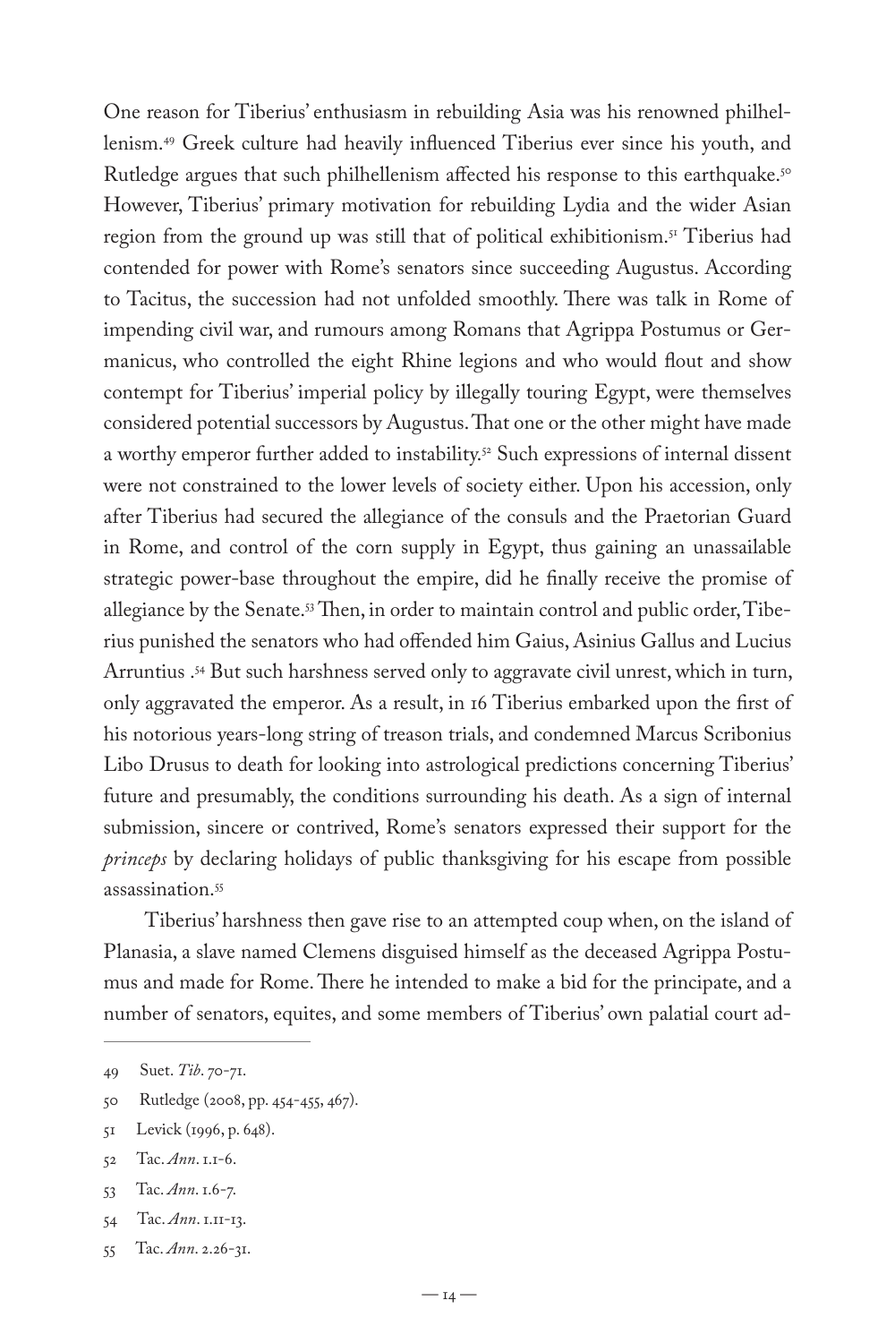One reason for Tiberius' enthusiasm in rebuilding Asia was his renowned philhellenism.[49] Greek culture had heavily influenced Tiberius ever since his youth, and Rutledge argues that such philhellenism affected his response to this earthquake.[50] However, Tiberius' primary motivation for rebuilding Lydia and the wider Asian region from the ground up was still that of political exhibitionism.[51] Tiberius had contended for power with Rome's senators since succeeding Augustus. According to Tacitus, the succession had not unfolded smoothly. There was talk in Rome of impending civil war, and rumours among Romans that Agrippa Postumus or Germanicus, who controlled the eight Rhine legions and who would flout and show contempt for Tiberius' imperial policy by illegally touring Egypt, were themselves considered potential successors by Augustus. That one or the other might have made a worthy emperor further added to instability.[52] Such expressions of internal dissent were not constrained to the lower levels of society either. Upon his accession, only after Tiberius had secured the allegiance of the consuls and the Praetorian Guard in Rome, and control of the corn supply in Egypt, thus gaining an unassailable strategic power-base throughout the empire, did he finally receive the promise of allegiance by the Senate.[53] Then, in order to maintain control and public order, Tiberius punished the senators who had offended him Gaius, Asinius Gallus and Lucius Arruntius .[54] But such harshness served only to aggravate civil unrest, which in turn, only aggravated the emperor. As a result, in 16 Tiberius embarked upon the first of his notorious years-long string of treason trials, and condemned Marcus Scribonius Libo Drusus to death for looking into astrological predictions concerning Tiberius' future and presumably, the conditions surrounding his death. As a sign of internal submission, sincere or contrived, Rome's senators expressed their support for the *princeps* by declaring holidays of public thanksgiving for his escape from possible assassination.[55]

Tiberius' harshness then gave rise to an attempted coup when, on the island of Planasia, a slave named Clemens disguised himself as the deceased Agrippa Postumus and made for Rome. There he intended to make a bid for the principate, and a number of senators, equites, and some members of Tiberius' own palatial court ad-

---

49 Suet. *Tib*. 70-71.

50 Rutledge (2008, pp. 454-455, 467).

51 Levick (1996, p. 648).

52 Tac. *Ann*. 1.1-6.

53 Tac. *Ann*. 1.6-7.

54 Tac. *Ann*. 1.11-13.

55 Tac. *Ann*. 2.26-31.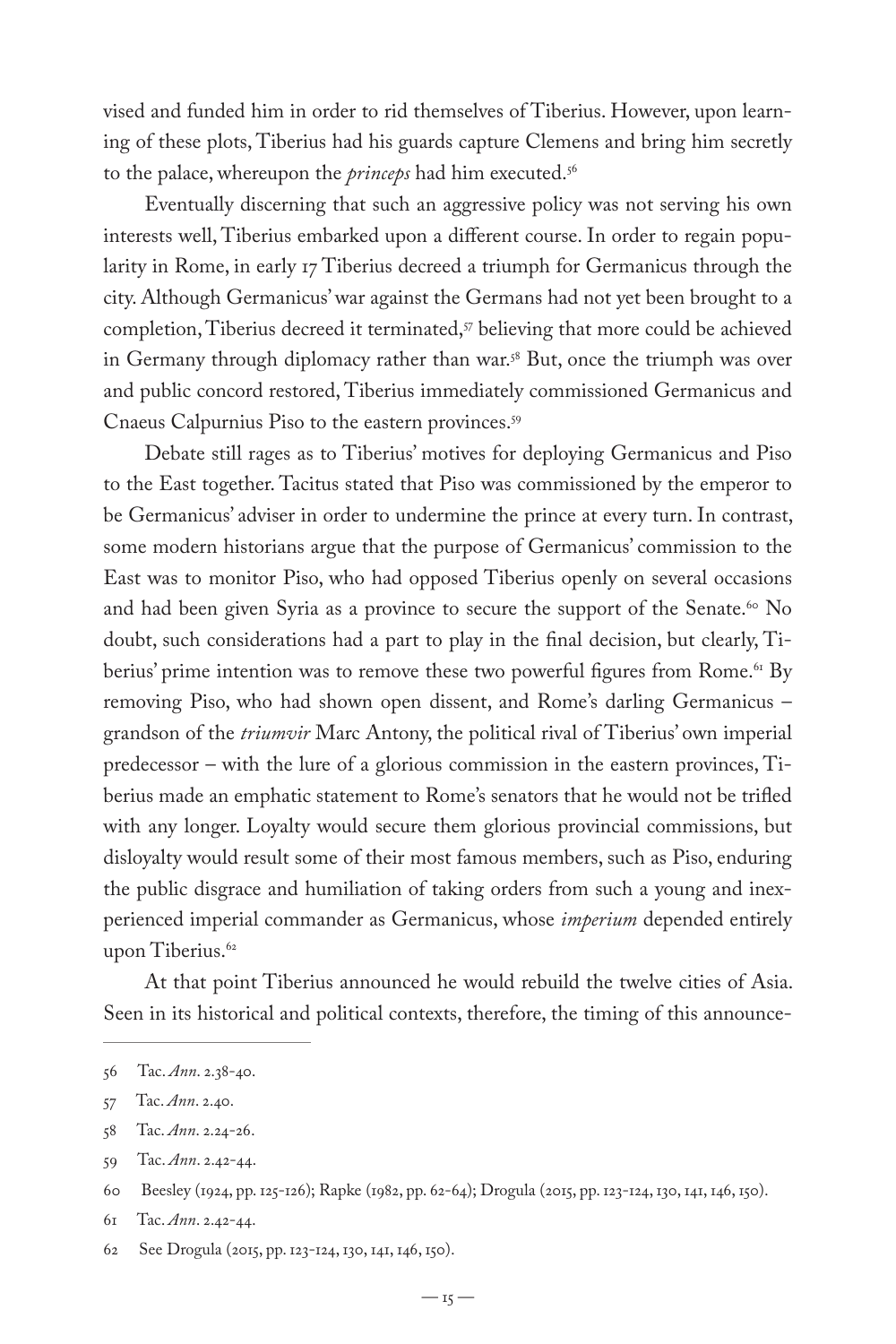vised and funded him in order to rid themselves of Tiberius. However, upon learning of these plots, Tiberius had his guards capture Clemens and bring him secretly to the palace, whereupon the *princeps* had him executed.[56]

Eventually discerning that such an aggressive policy was not serving his own interests well, Tiberius embarked upon a different course. In order to regain popularity in Rome, in early 17 Tiberius decreed a triumph for Germanicus through the city. Although Germanicus' war against the Germans had not yet been brought to a completion, Tiberius decreed it terminated,[57] believing that more could be achieved in Germany through diplomacy rather than war.[58] But, once the triumph was over and public concord restored, Tiberius immediately commissioned Germanicus and Cnaeus Calpurnius Piso to the eastern provinces.[59]

Debate still rages as to Tiberius' motives for deploying Germanicus and Piso to the East together. Tacitus stated that Piso was commissioned by the emperor to be Germanicus' adviser in order to undermine the prince at every turn. In contrast, some modern historians argue that the purpose of Germanicus' commission to the East was to monitor Piso, who had opposed Tiberius openly on several occasions and had been given Syria as a province to secure the support of the Senate.[60] No doubt, such considerations had a part to play in the final decision, but clearly, Tiberius' prime intention was to remove these two powerful figures from Rome.[61] By removing Piso, who had shown open dissent, and Rome's darling Germanicus – grandson of the *triumvir* Marc Antony, the political rival of Tiberius' own imperial predecessor – with the lure of a glorious commission in the eastern provinces, Tiberius made an emphatic statement to Rome's senators that he would not be trifled with any longer. Loyalty would secure them glorious provincial commissions, but disloyalty would result some of their most famous members, such as Piso, enduring the public disgrace and humiliation of taking orders from such a young and inexperienced imperial commander as Germanicus, whose *imperium* depended entirely upon Tiberius.[62]

At that point Tiberius announced he would rebuild the twelve cities of Asia. Seen in its historical and political contexts, therefore, the timing of this announce-

---

56 Tac. *Ann*. 2.38-40.

57 Tac. *Ann*. 2.40.

58 Tac. *Ann*. 2.24-26.

59 Tac. *Ann*. 2.42-44.

60 Beesley (1924, pp. 125-126); Rapke (1982, pp. 62-64); Drogula (2015, pp. 123-124, 130, 141, 146, 150).

61 Tac. *Ann*. 2.42-44.

62 See Drogula (2015, pp. 123-124, 130, 141, 146, 150).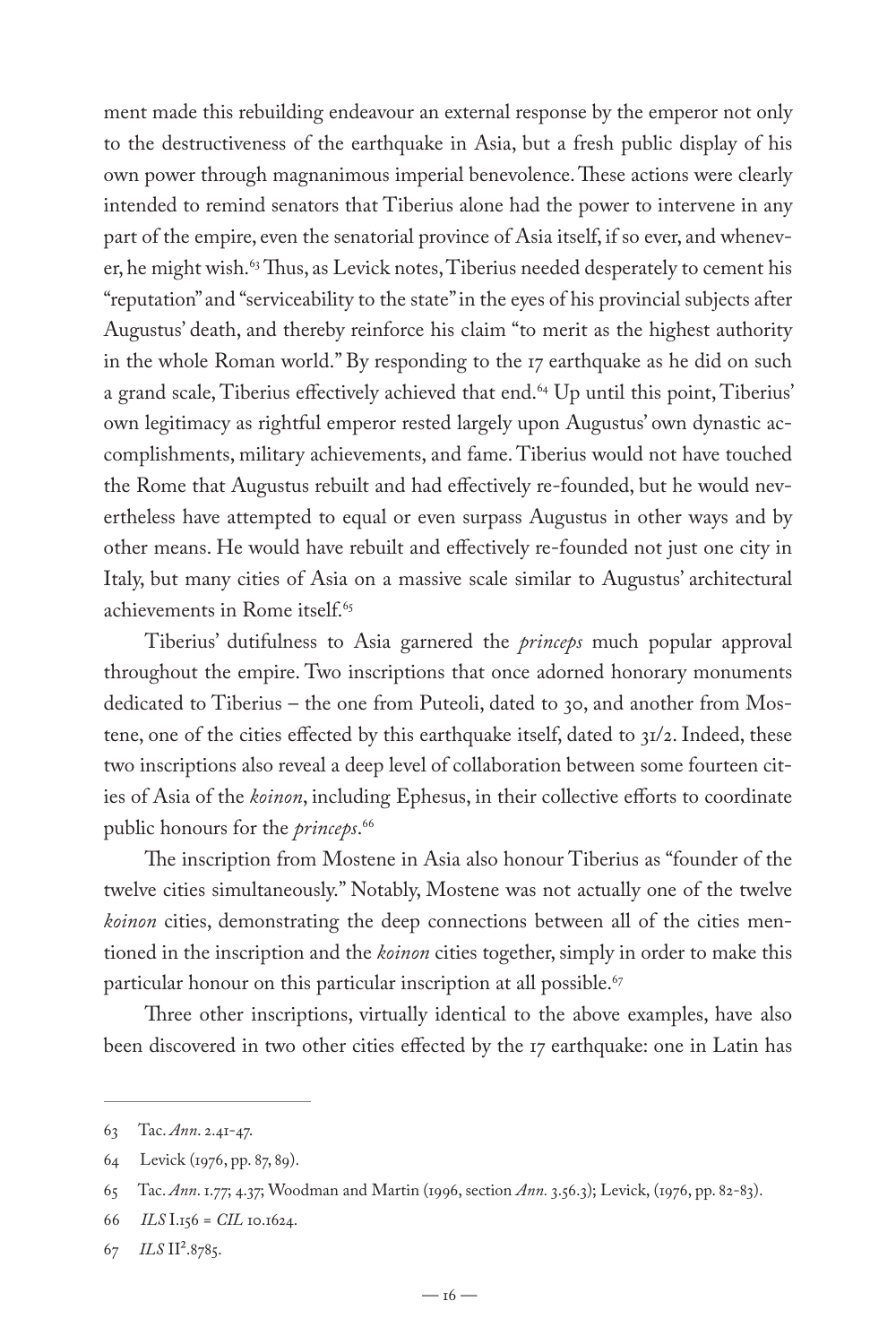ment made this rebuilding endeavour an external response by the emperor not only to the destructiveness of the earthquake in Asia, but a fresh public display of his own power through magnanimous imperial benevolence. These actions were clearly intended to remind senators that Tiberius alone had the power to intervene in any part of the empire, even the senatorial province of Asia itself, if so ever, and whenever, he might wish.[63] Thus, as Levick notes, Tiberius needed desperately to cement his "reputation" and "serviceability to the state" in the eyes of his provincial subjects after Augustus' death, and thereby reinforce his claim "to merit as the highest authority in the whole Roman world." By responding to the 17 earthquake as he did on such a grand scale, Tiberius effectively achieved that end.[64] Up until this point, Tiberius' own legitimacy as rightful emperor rested largely upon Augustus' own dynastic accomplishments, military achievements, and fame. Tiberius would not have touched the Rome that Augustus rebuilt and had effectively re-founded, but he would nevertheless have attempted to equal or even surpass Augustus in other ways and by other means. He would have rebuilt and effectively re-founded not just one city in Italy, but many cities of Asia on a massive scale similar to Augustus' architectural achievements in Rome itself.[65]

Tiberius' dutifulness to Asia garnered the *princeps* much popular approval throughout the empire. Two inscriptions that once adorned honorary monuments dedicated to Tiberius – the one from Puteoli, dated to 30, and another from Mostene, one of the cities effected by this earthquake itself, dated to 31/2. Indeed, these two inscriptions also reveal a deep level of collaboration between some fourteen cities of Asia of the *koinon*, including Ephesus, in their collective efforts to coordinate public honours for the *princeps*.[66]

The inscription from Mostene in Asia also honour Tiberius as "founder of the twelve cities simultaneously." Notably, Mostene was not actually one of the twelve *koinon* cities, demonstrating the deep connections between all of the cities mentioned in the inscription and the *koinon* cities together, simply in order to make this particular honour on this particular inscription at all possible.[67]

Three other inscriptions, virtually identical to the above examples, have also been discovered in two other cities effected by the 17 earthquake: one in Latin has

---

63 Tac. *Ann*. 2.41-47.

64 Levick (1976, pp. 87, 89).

65 Tac. *Ann*. 1.77; 4.37; Woodman and Martin (1996, section *Ann.* 3.56.3); Levick, (1976, pp. 82-83).

66 *ILS* I.156 = *CIL* 10.1624.

67 *ILS* II$^2$.8785.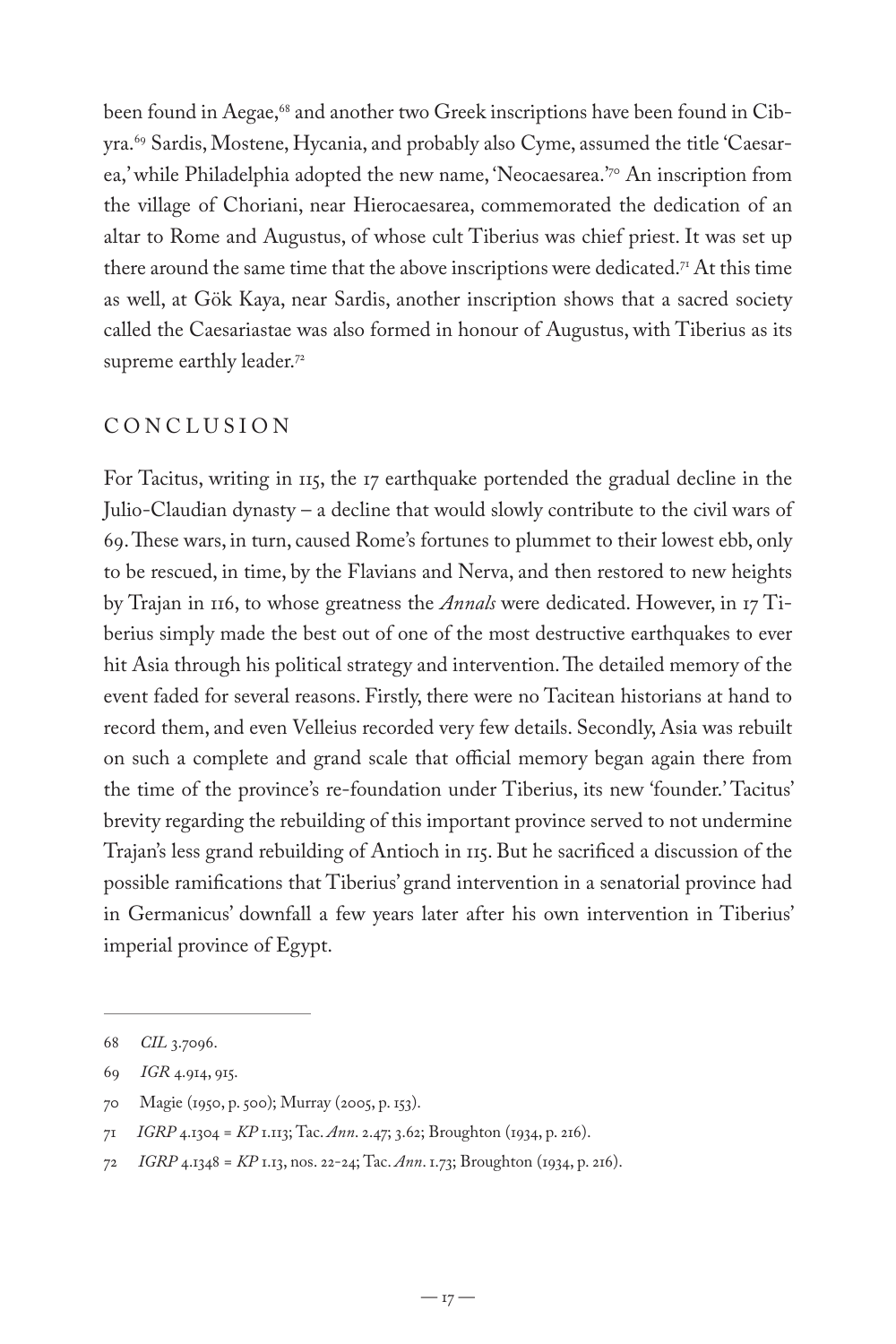been found in Aegae,[68] and another two Greek inscriptions have been found in Cibyra.[69] Sardis, Mostene, Hycania, and probably also Cyme, assumed the title 'Caesarea,' while Philadelphia adopted the new name, 'Neocaesarea.'[70] An inscription from the village of Choriani, near Hierocaesarea, commemorated the dedication of an altar to Rome and Augustus, of whose cult Tiberius was chief priest. It was set up there around the same time that the above inscriptions were dedicated.[71] At this time as well, at Gök Kaya, near Sardis, another inscription shows that a sacred society called the Caesariastae was also formed in honour of Augustus, with Tiberius as its supreme earthly leader.[72]

## CONCLUSION

For Tacitus, writing in 115, the 17 earthquake portended the gradual decline in the Julio-Claudian dynasty – a decline that would slowly contribute to the civil wars of 69. These wars, in turn, caused Rome's fortunes to plummet to their lowest ebb, only to be rescued, in time, by the Flavians and Nerva, and then restored to new heights by Trajan in 116, to whose greatness the *Annals* were dedicated. However, in 17 Tiberius simply made the best out of one of the most destructive earthquakes to ever hit Asia through his political strategy and intervention. The detailed memory of the event faded for several reasons. Firstly, there were no Tacitean historians at hand to record them, and even Velleius recorded very few details. Secondly, Asia was rebuilt on such a complete and grand scale that official memory began again there from the time of the province's re-foundation under Tiberius, its new 'founder.' Tacitus' brevity regarding the rebuilding of this important province served to not undermine Trajan's less grand rebuilding of Antioch in 115. But he sacrificed a discussion of the possible ramifications that Tiberius' grand intervention in a senatorial province had in Germanicus' downfall a few years later after his own intervention in Tiberius' imperial province of Egypt.

---

68 *CIL* 3.7096.

69 *IGR* 4.914, 915.

70 Magie (1950, p. 500); Murray (2005, p. 153).

71 *IGRP* 4.1304 = *KP* 1.113; Tac. *Ann.* 2.47; 3.62; Broughton (1934, p. 216).

72 *IGRP* 4.1348 = *KP* 1.13, nos. 22–24; Tac. *Ann.* 1.73; Broughton (1934, p. 216).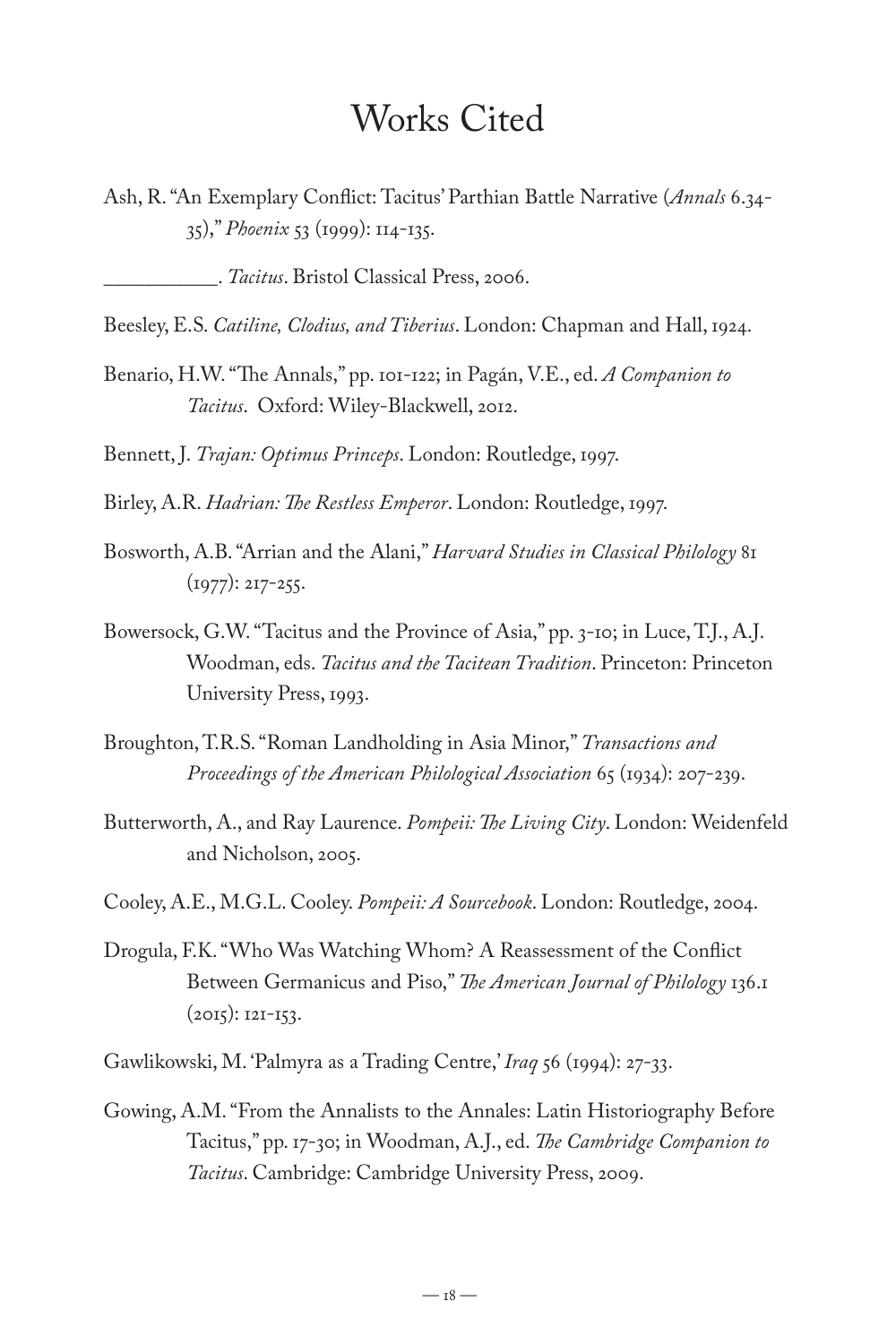# Works Cited

Ash, R. "An Exemplary Conflict: Tacitus' Parthian Battle Narrative (*Annals* 6.34-35)," *Phoenix* 53 (1999): 114-135.

___________. *Tacitus*. Bristol Classical Press, 2006.

Beesley, E.S. *Catiline, Clodius, and Tiberius*. London: Chapman and Hall, 1924.

Benario, H.W. "The Annals," pp. 101-122; in Pagán, V.E., ed. *A Companion to Tacitus*. Oxford: Wiley-Blackwell, 2012.

Bennett, J. *Trajan: Optimus Princeps*. London: Routledge, 1997.

Birley, A.R. *Hadrian: The Restless Emperor*. London: Routledge, 1997.

Bosworth, A.B. "Arrian and the Alani," *Harvard Studies in Classical Philology* 81 (1977): 217-255.

Bowersock, G.W. "Tacitus and the Province of Asia," pp. 3-10; in Luce, T.J., A.J. Woodman, eds. *Tacitus and the Tacitean Tradition*. Princeton: Princeton University Press, 1993.

Broughton, T.R.S. "Roman Landholding in Asia Minor," *Transactions and Proceedings of the American Philological Association* 65 (1934): 207-239.

Butterworth, A., and Ray Laurence. *Pompeii: The Living City*. London: Weidenfeld and Nicholson, 2005.

Cooley, A.E., M.G.L. Cooley. *Pompeii: A Sourcebook*. London: Routledge, 2004.

Drogula, F.K. "Who Was Watching Whom? A Reassessment of the Conflict Between Germanicus and Piso," *The American Journal of Philology* 136.1 (2015): 121-153.

Gawlikowski, M. 'Palmyra as a Trading Centre,' *Iraq* 56 (1994): 27-33.

Gowing, A.M. "From the Annalists to the Annales: Latin Historiography Before Tacitus," pp. 17-30; in Woodman, A.J., ed. *The Cambridge Companion to Tacitus*. Cambridge: Cambridge University Press, 2009.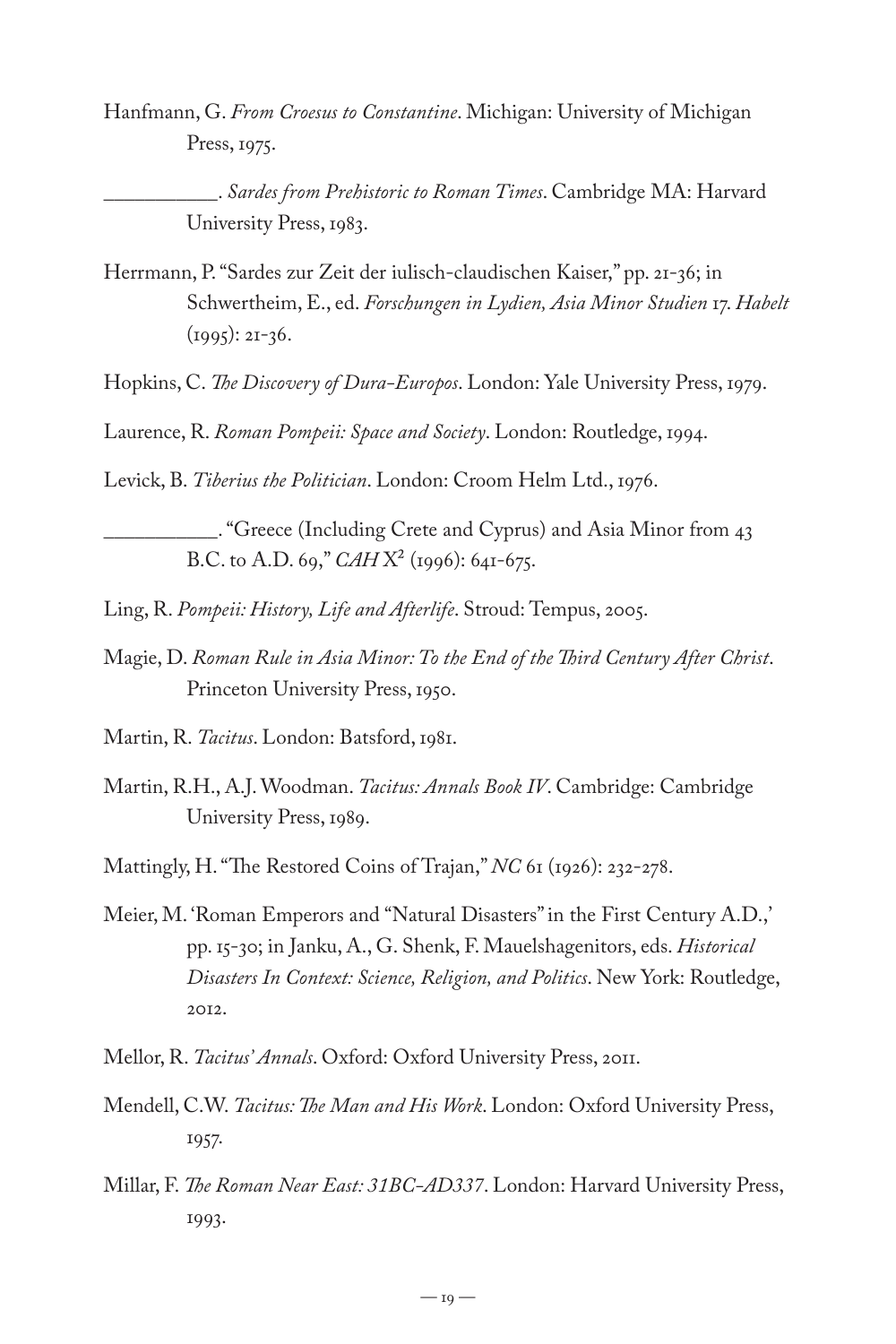Hanfmann, G. *From Croesus to Constantine*. Michigan: University of Michigan Press, 1975.

__________. *Sardes from Prehistoric to Roman Times*. Cambridge MA: Harvard University Press, 1983.

Herrmann, P. "Sardes zur Zeit der iulisch-claudischen Kaiser," pp. 21-36; in Schwertheim, E., ed. *Forschungen in Lydien, Asia Minor Studien* 17. *Habelt* (1995): 21-36.

Hopkins, C. *The Discovery of Dura-Europos*. London: Yale University Press, 1979.

Laurence, R. *Roman Pompeii: Space and Society*. London: Routledge, 1994.

Levick, B. *Tiberius the Politician*. London: Croom Helm Ltd., 1976.

__________. "Greece (Including Crete and Cyprus) and Asia Minor from 43 B.C. to A.D. 69," *CAH* X[2] (1996): 641-675.

Ling, R. *Pompeii: History, Life and Afterlife*. Stroud: Tempus, 2005.

Magie, D. *Roman Rule in Asia Minor: To the End of the Third Century After Christ*. Princeton University Press, 1950.

Martin, R. *Tacitus*. London: Batsford, 1981.

Martin, R.H., A.J. Woodman. *Tacitus: Annals Book IV*. Cambridge: Cambridge University Press, 1989.

Mattingly, H. "The Restored Coins of Trajan," *NC* 61 (1926): 232-278.

Meier, M. 'Roman Emperors and "Natural Disasters" in the First Century A.D.,' pp. 15-30; in Janku, A., G. Shenk, F. Mauelshagenitors, eds. *Historical Disasters In Context: Science, Religion, and Politics*. New York: Routledge, 2012.

Mellor, R. *Tacitus' Annals*. Oxford: Oxford University Press, 2011.

Mendell, C.W. *Tacitus: The Man and His Work*. London: Oxford University Press, 1957.

Millar, F. *The Roman Near East: 31BC-AD337*. London: Harvard University Press, 1993.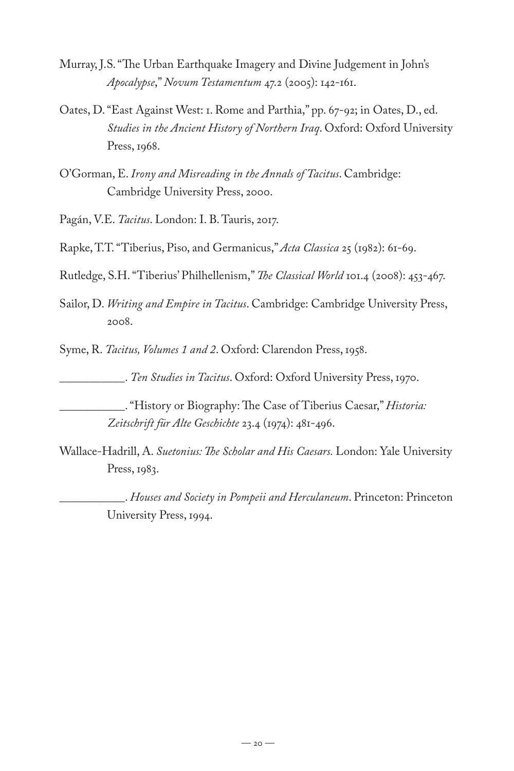Murray, J.S. "The Urban Earthquake Imagery and Divine Judgement in John's *Apocalypse*," *Novum Testamentum* 47.2 (2005): 142-161.

Oates, D. "East Against West: 1. Rome and Parthia," pp. 67-92; in Oates, D., ed. *Studies in the Ancient History of Northern Iraq*. Oxford: Oxford University Press, 1968.

O'Gorman, E. *Irony and Misreading in the Annals of Tacitus*. Cambridge: Cambridge University Press, 2000.

Pagán, V.E. *Tacitus*. London: I. B. Tauris, 2017.

Rapke, T.T. "Tiberius, Piso, and Germanicus," *Acta Classica* 25 (1982): 61-69.

Rutledge, S.H. "Tiberius' Philhellenism," *The Classical World* 101.4 (2008): 453-467.

Sailor, D. *Writing and Empire in Tacitus*. Cambridge: Cambridge University Press, 2008.

Syme, R. *Tacitus, Volumes 1 and 2*. Oxford: Clarendon Press, 1958.

__________. *Ten Studies in Tacitus*. Oxford: Oxford University Press, 1970.

__________. "History or Biography: The Case of Tiberius Caesar," *Historia: Zeitschrift für Alte Geschichte* 23.4 (1974): 481-496.

Wallace-Hadrill, A. *Suetonius: The Scholar and His Caesars.* London: Yale University Press, 1983.

__________. *Houses and Society in Pompeii and Herculaneum*. Princeton: Princeton University Press, 1994.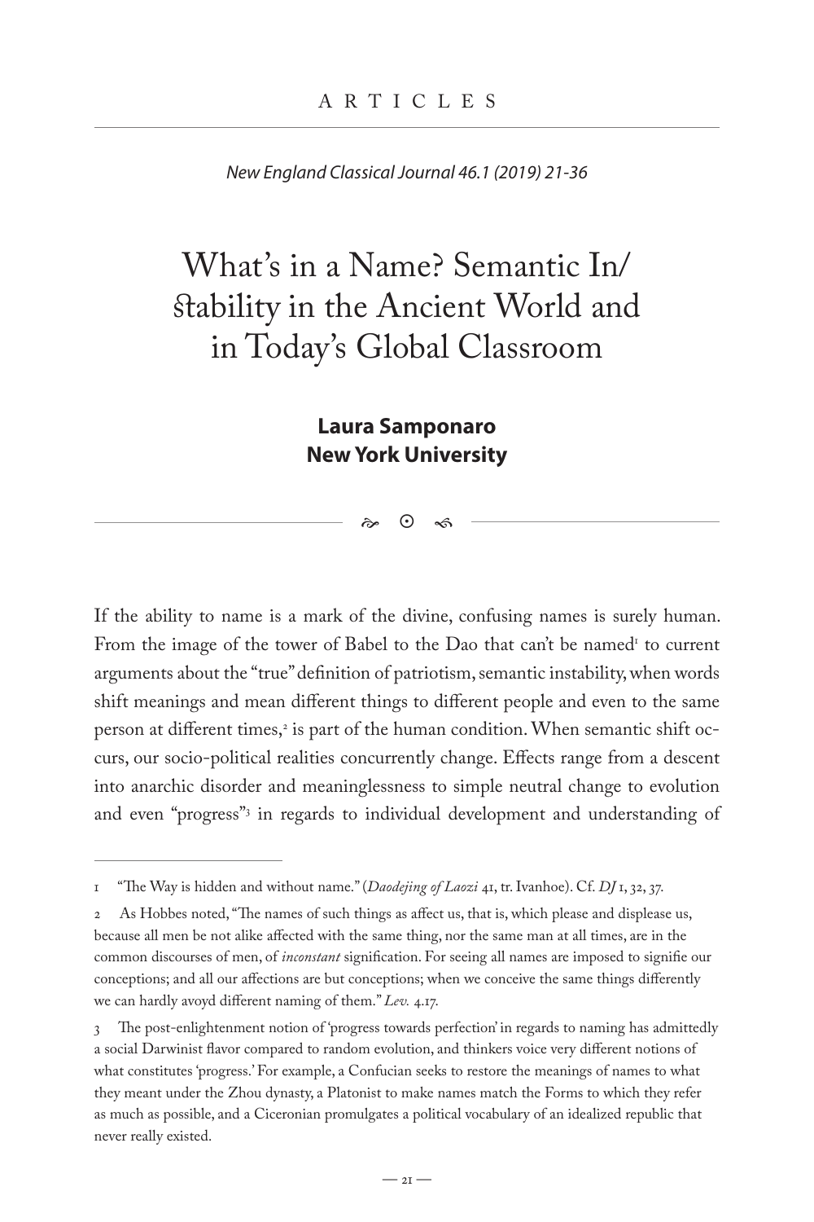ARTICLES

# What's in a Name? Semantic In/Stability in the Ancient World and in Today's Global Classroom

**Laura Samponaro**
**New York University**

If the ability to name is a mark of the divine, confusing names is surely human. From the image of the tower of Babel to the Dao that can't be named[1] to current arguments about the "true" definition of patriotism, semantic instability, when words shift meanings and mean different things to different people and even to the same person at different times,[2] is part of the human condition. When semantic shift occurs, our socio-political realities concurrently change. Effects range from a descent into anarchic disorder and meaninglessness to simple neutral change to evolution and even "progress"[3] in regards to individual development and understanding of

---

1 "The Way is hidden and without name." (*Daodejing of Laozi* 41, tr. Ivanhoe). Cf. *DJ* 1, 32, 37.

2 As Hobbes noted, "The names of such things as affect us, that is, which please and displease us, because all men be not alike affected with the same thing, nor the same man at all times, are in the common discourses of men, of *inconstant* signification. For seeing all names are imposed to signifie our conceptions; and all our affections are but conceptions; when we conceive the same things differently we can hardly avoyd different naming of them." *Lev.* 4.17.

3 The post-enlightenment notion of 'progress towards perfection' in regards to naming has admittedly a social Darwinist flavor compared to random evolution, and thinkers voice very different notions of what constitutes 'progress.' For example, a Confucian seeks to restore the meanings of names to what they meant under the Zhou dynasty, a Platonist to make names match the Forms to which they refer as much as possible, and a Ciceronian promulgates a political vocabulary of an idealized republic that never really existed.